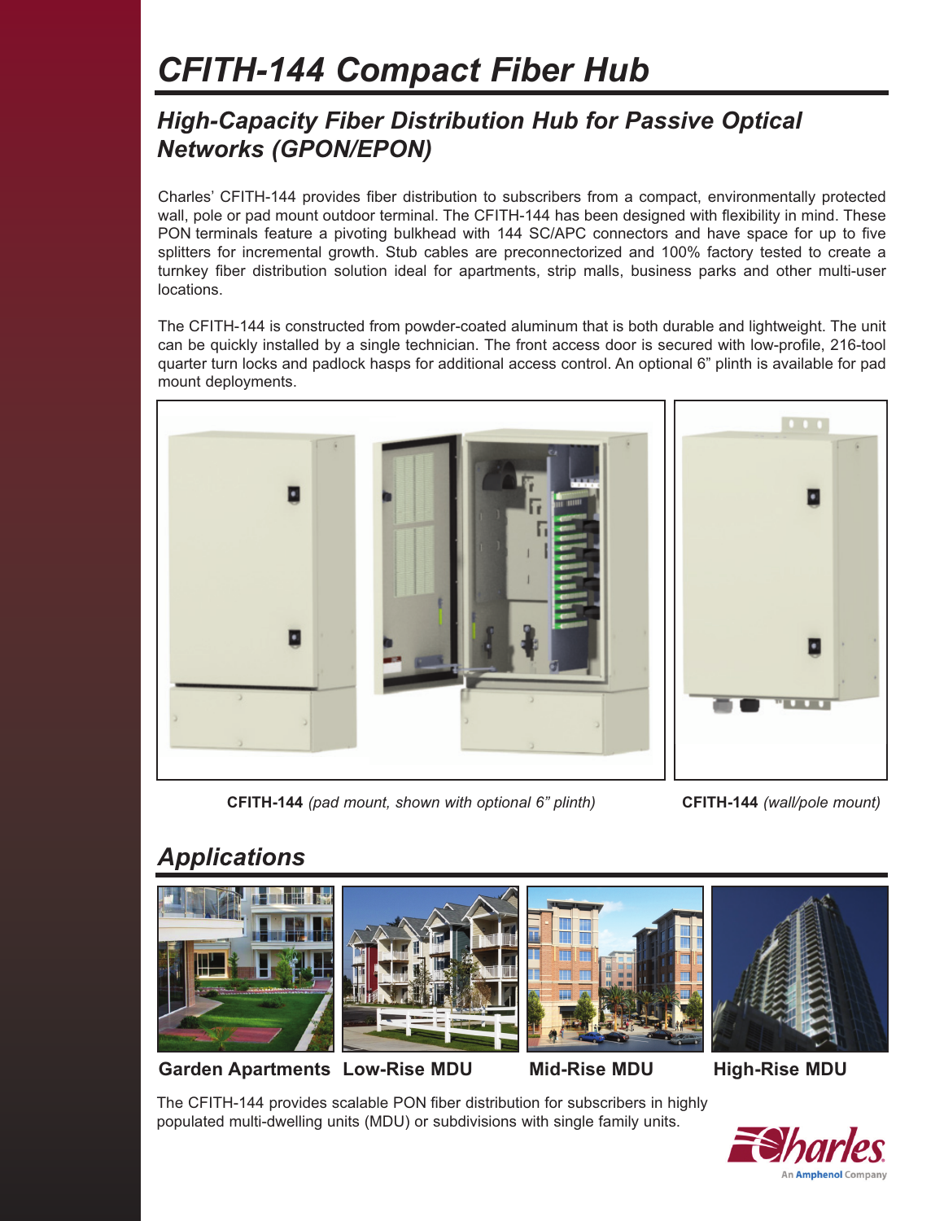# CFITH-144 Compact Fiber Hub

## High-Capacity Fiber Distribution Hub for Passive Optical Networks (GPON/EPON)

Charles' CFITH-144 provides fiber distribution to subscribers from a compact, environmentally protected wall, pole or pad mount outdoor terminal. The CFITH-144 has been designed with flexibility in mind. These PON terminals feature a pivoting bulkhead with 144 SC/APC connectors and have space for up to five splitters for incremental growth. Stub cables are preconnectorized and 100% factory tested to create a turnkey fiber distribution solution ideal for apartments, strip malls, business parks and other multi-user locations.

The CFITH-144 is constructed from powder-coated aluminum that is both durable and lightweight. The unit can be quickly installed by a single technician. The front access door is secured with low-profile, 216-tool quarter turn locks and padlock hasps for additional access control. An optional 6" plinth is available for pad mount deployments.

**CFITH-144** *(pad mount, shown with optional 6" plinth)*

**CFITH-144** *(wall/pole mount)*

## Applications

**Garden Apartments** **Low-Rise MDU** **Mid-Rise MDU** **High-Rise MDU**

The CFITH-144 provides scalable PON fiber distribution for subscribers in highly populated multi-dwelling units (MDU) or subdivisions with single family units.

Charles — An Amphenol Company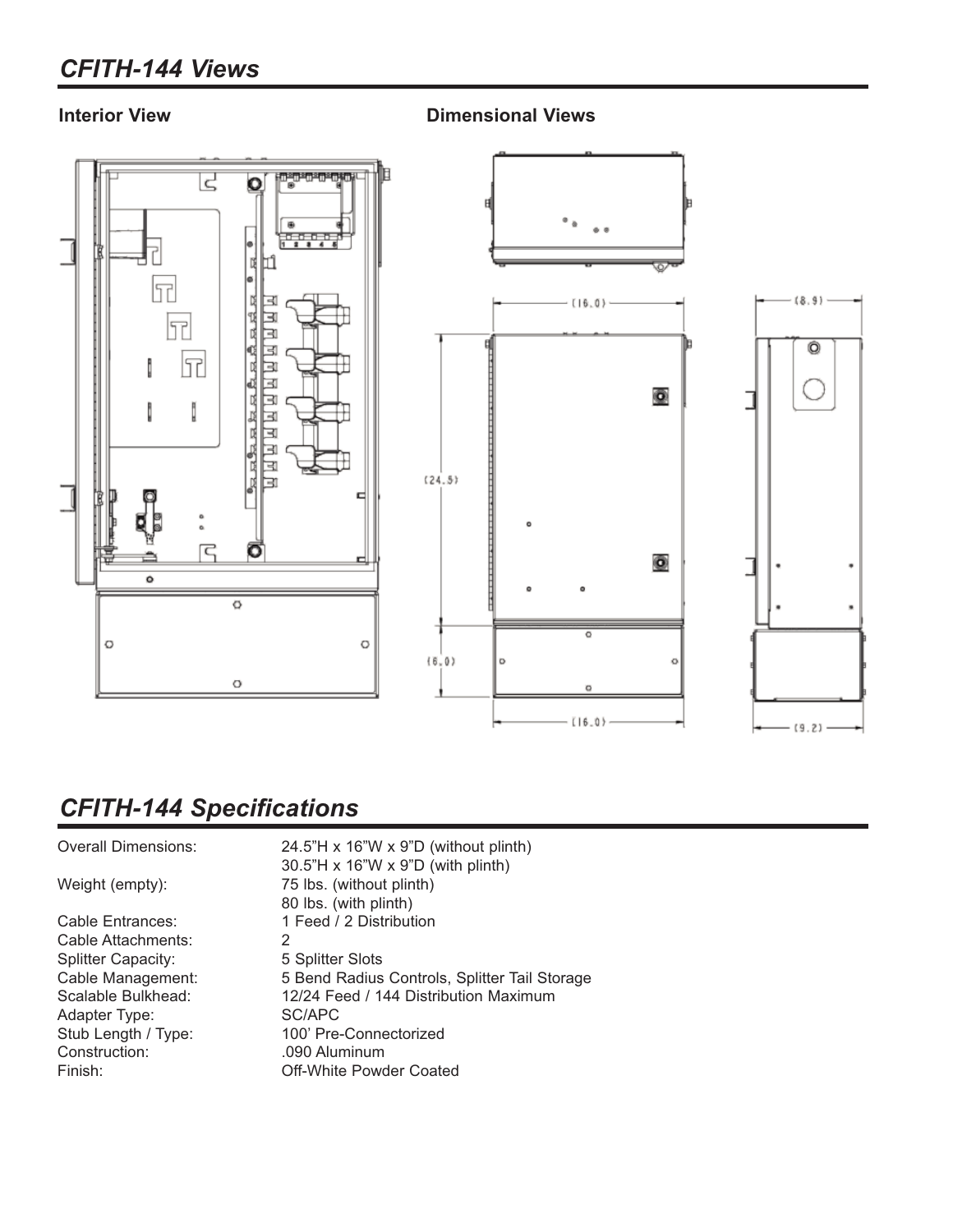## *CFITH-144 Views*

**Interior View**

**Dimensional Views**

## *CFITH-144 Specifications*

| | |
|---|---|
| Overall Dimensions: | 24.5"H x 16"W x 9"D (without plinth)<br>30.5"H x 16"W x 9"D (with plinth) |
| Weight (empty): | 75 lbs. (without plinth)<br>80 lbs. (with plinth) |
| Cable Entrances: | 1 Feed / 2 Distribution |
| Cable Attachments: | 2 |
| Splitter Capacity: | 5 Splitter Slots |
| Cable Management: | 5 Bend Radius Controls, Splitter Tail Storage |
| Scalable Bulkhead: | 12/24 Feed / 144 Distribution Maximum |
| Adapter Type: | SC/APC |
| Stub Length / Type: | 100' Pre-Connectorized |
| Construction: | .090 Aluminum |
| Finish: | Off-White Powder Coated |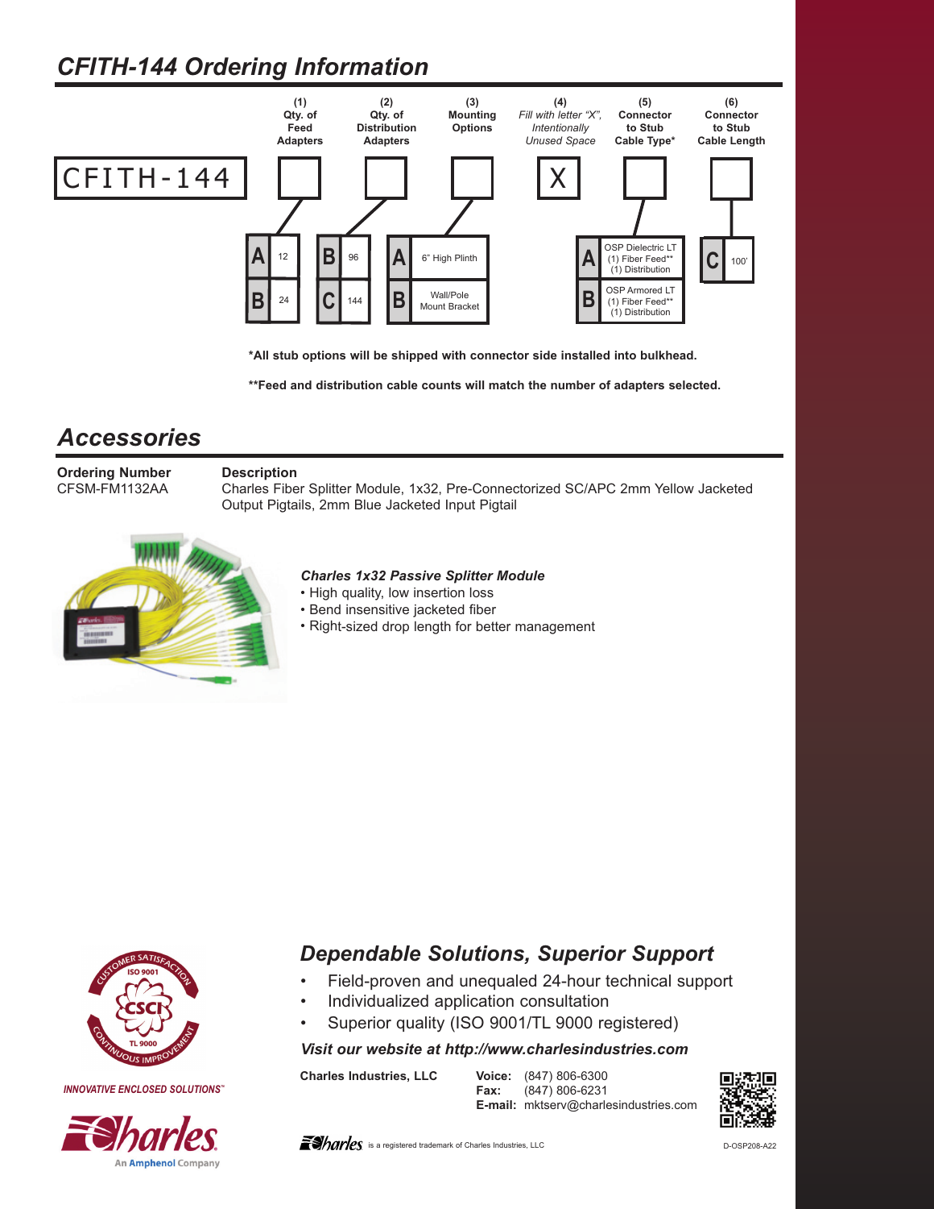## CFITH-144 Ordering Information

| CFITH-144 | (1) Qty. of Feed Adapters | (2) Qty. of Distribution Adapters | (3) Mounting Options | (4) *Fill with letter "X", Intentionally Unused Space* | (5) Connector to Stub Cable Type* | (6) Connector to Stub Cable Length |
|---|---|---|---|---|---|---|
| | A – 12 | B – 96 | A – 6" High Plinth | X | A – OSP Dielectric LT (1) Fiber Feed** (1) Distribution | C – 100' |
| | B – 24 | C – 144 | B – Wall/Pole Mount Bracket | | B – OSP Armored LT (1) Fiber Feed** (1) Distribution | |

**\*All stub options will be shipped with connector side installed into bulkhead.**

**\*\*Feed and distribution cable counts will match the number of adapters selected.**

## Accessories

| Ordering Number | Description |
|---|---|
| CFSM-FM1132AA | Charles Fiber Splitter Module, 1x32, Pre-Connectorized SC/APC 2mm Yellow Jacketed Output Pigtails, 2mm Blue Jacketed Input Pigtail |

***Charles 1x32 Passive Splitter Module***

- High quality, low insertion loss
- Bend insensitive jacketed fiber
- Right-sized drop length for better management

## Dependable Solutions, Superior Support

- Field-proven and unequaled 24-hour technical support
- Individualized application consultation
- Superior quality (ISO 9001/TL 9000 registered)

***Visit our website at http://www.charlesindustries.com***

**Charles Industries, LLC**

**Voice:** (847) 806-6300
**Fax:** (847) 806-6231
**E-mail:** mktserv@charlesindustries.com

*INNOVATIVE ENCLOSED SOLUTIONS*™

Charles — An Amphenol Company

Charles is a registered trademark of Charles Industries, LLC

D-OSP208-A22